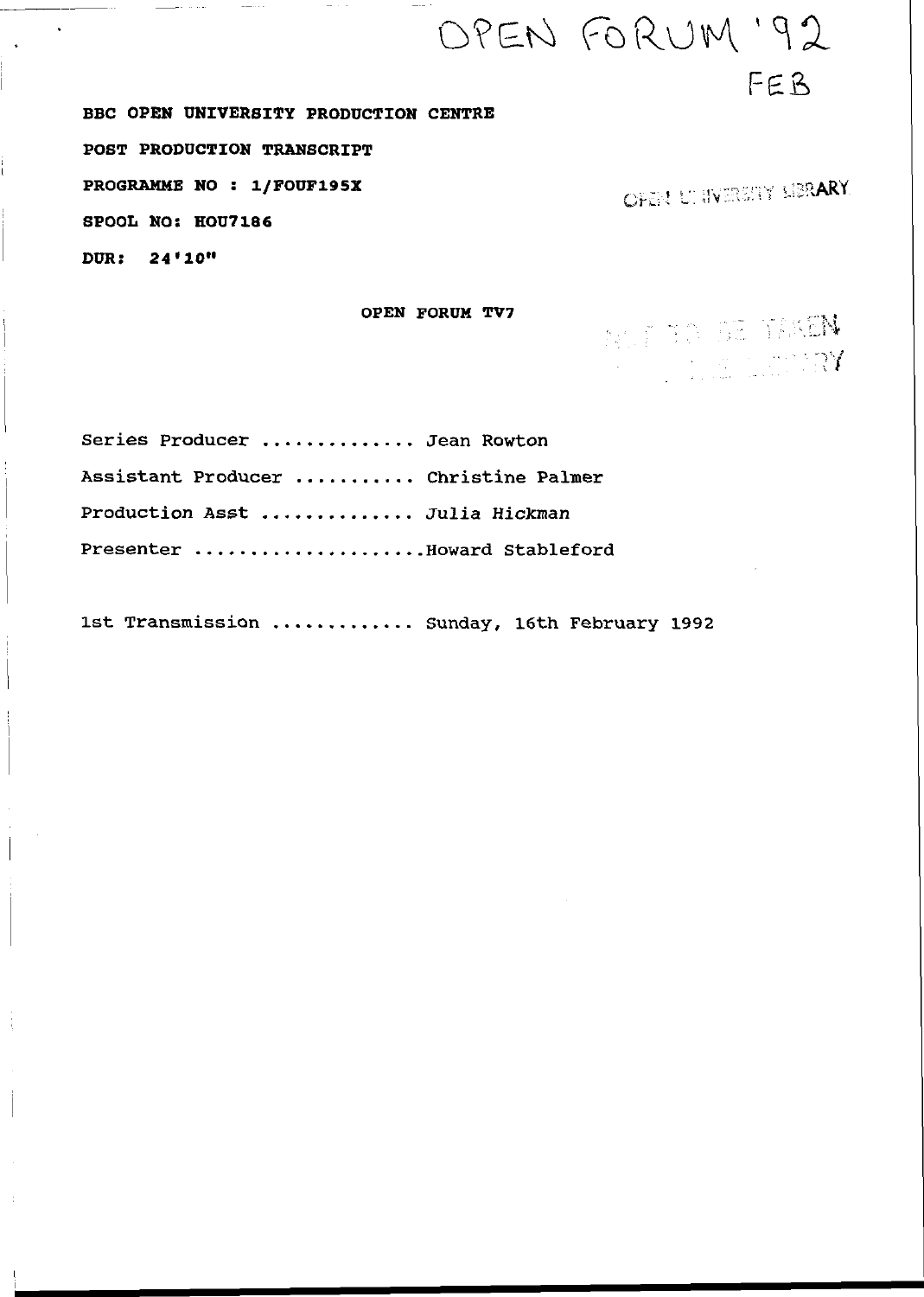OPEN FORUM '92
FEB

**BBC OPEN UNIVERSITY PRODUCTION CENTRE**

**POST PRODUCTION TRANSCRIPT**

**PROGRAMME NO : 1/FOUF195X**

OPEN UNIVERSITY LIBRARY

**SPOOL NO: HOU7186**

**DUR: 24'10"**

**OPEN FORUM TV7**

NOT TO BE TAKEN
FROM THE LIBRARY

Series Producer ............. Jean Rowton

Assistant Producer ........... Christine Palmer

Production Asst ............. Julia Hickman

Presenter ....................Howard Stableford

1st Transmission ............ Sunday, 16th February 1992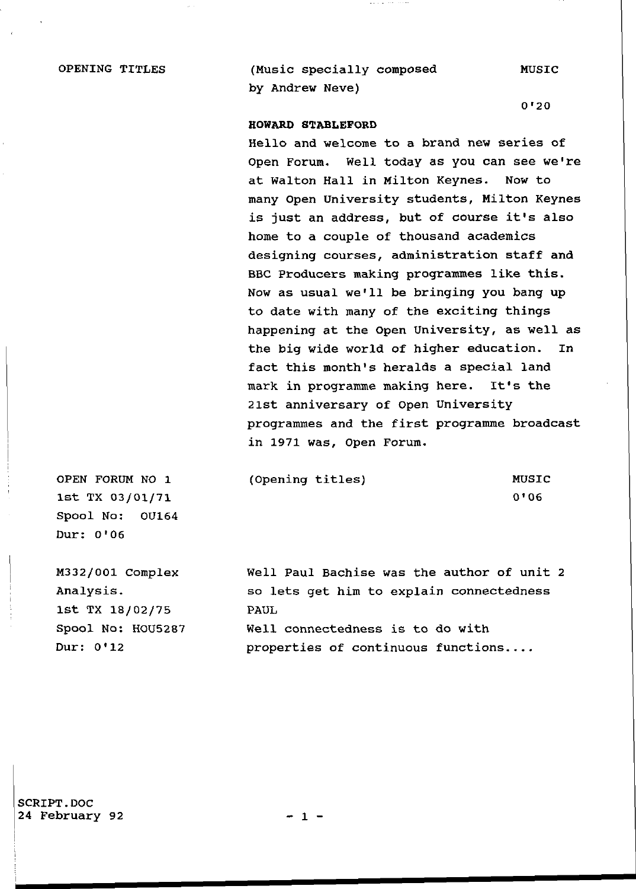| | | |
|---|---|---|
| OPENING TITLES | (Music specially composed by Andrew Neve) | MUSIC |
| | | 0'20 |
| | **HOWARD STABLEFORD**<br>Hello and welcome to a brand new series of Open Forum. Well today as you can see we're at Walton Hall in Milton Keynes. Now to many Open University students, Milton Keynes is just an address, but of course it's also home to a couple of thousand academics designing courses, administration staff and BBC Producers making programmes like this. Now as usual we'll be bringing you bang up to date with many of the exciting things happening at the Open University, as well as the big wide world of higher education. In fact this month's heralds a special land mark in programme making here. It's the 21st anniversary of Open University programmes and the first programme broadcast in 1971 was, Open Forum. | |
| OPEN FORUM NO 1<br>1st TX 03/01/71<br>Spool No: OU164<br>Dur: 0'06 | (Opening titles) | MUSIC<br>0'06 |
| M332/001 Complex Analysis.<br>1st TX 18/02/75<br>Spool No: HOU5287<br>Dur: 0'12 | Well Paul Bachise was the author of unit 2 so lets get him to explain connectedness<br>PAUL<br>Well connectedness is to do with properties of continuous functions.... | |

SCRIPT.DOC
24 February 92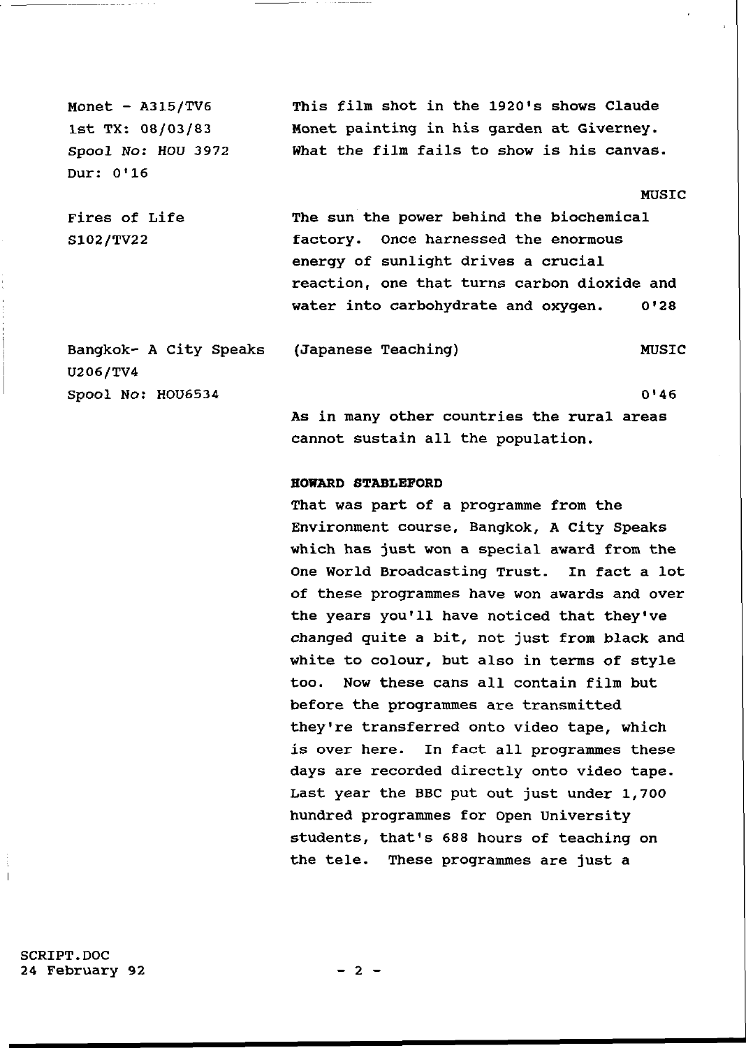| | |
|---|---|
| Monet - A315/TV6<br>1st TX: 08/03/83<br>*Spool No: HOU 3972*<br>Dur: 0'16 | This film shot in the 1920's shows Claude Monet painting in his garden at Giverney. What the film fails to show is his canvas.<br><br>MUSIC |
| Fires of Life<br>S102/TV22 | The sun the power behind the biochemical factory. Once harnessed the enormous energy of sunlight drives a crucial reaction, one that turns carbon dioxide and water into carbohydrate and oxygen. 0'28 |
| Bangkok- A City Speaks<br>U206/TV4<br>Spool No: HOU6534 | (Japanese Teaching) MUSIC<br><br>0'46<br>As in many other countries the rural areas cannot sustain all the population. |

**HOWARD STABLEFORD**

That was part of a programme from the Environment course, Bangkok, A City Speaks which has just won a special award from the One World Broadcasting Trust. In fact a lot of these programmes have won awards and over the years you'll have noticed that they've changed quite a bit, not just from black and white to colour, but also in terms of style too. Now these cans all contain film but before the programmes are transmitted they're transferred onto video tape, which is over here. In fact all programmes these days are recorded directly onto video tape. Last year the BBC put out just under 1,700 hundred programmes for Open University students, that's 688 hours of teaching on the tele. These programmes are just a

SCRIPT.DOC
24 February 92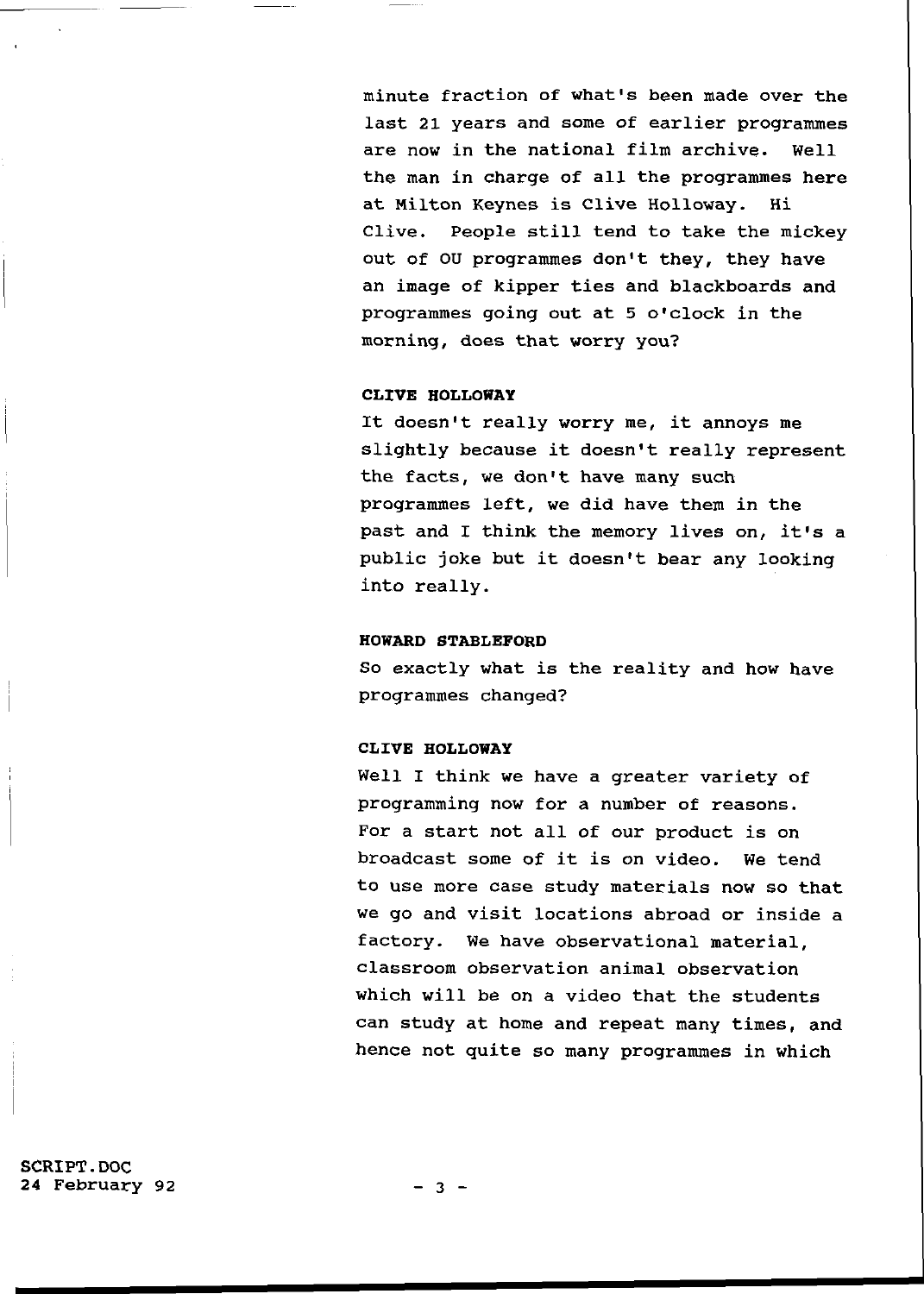minute fraction of what's been made over the last 21 years and some of earlier programmes are now in the national film archive. Well the man in charge of all the programmes here at Milton Keynes is Clive Holloway. Hi Clive. People still tend to take the mickey out of OU programmes don't they, they have an image of kipper ties and blackboards and programmes going out at 5 o'clock in the morning, does that worry you?

**CLIVE HOLLOWAY**

It doesn't really worry me, it annoys me slightly because it doesn't really represent the facts, we don't have many such programmes left, we did have them in the past and I think the memory lives on, it's a public joke but it doesn't bear any looking into really.

**HOWARD STABLEFORD**

So exactly what is the reality and how have programmes changed?

**CLIVE HOLLOWAY**

Well I think we have a greater variety of programming now for a number of reasons. For a start not all of our product is on broadcast some of it is on video. We tend to use more case study materials now so that we go and visit locations abroad or inside a factory. We have observational material, classroom observation animal observation which will be on a video that the students can study at home and repeat many times, and hence not quite so many programmes in which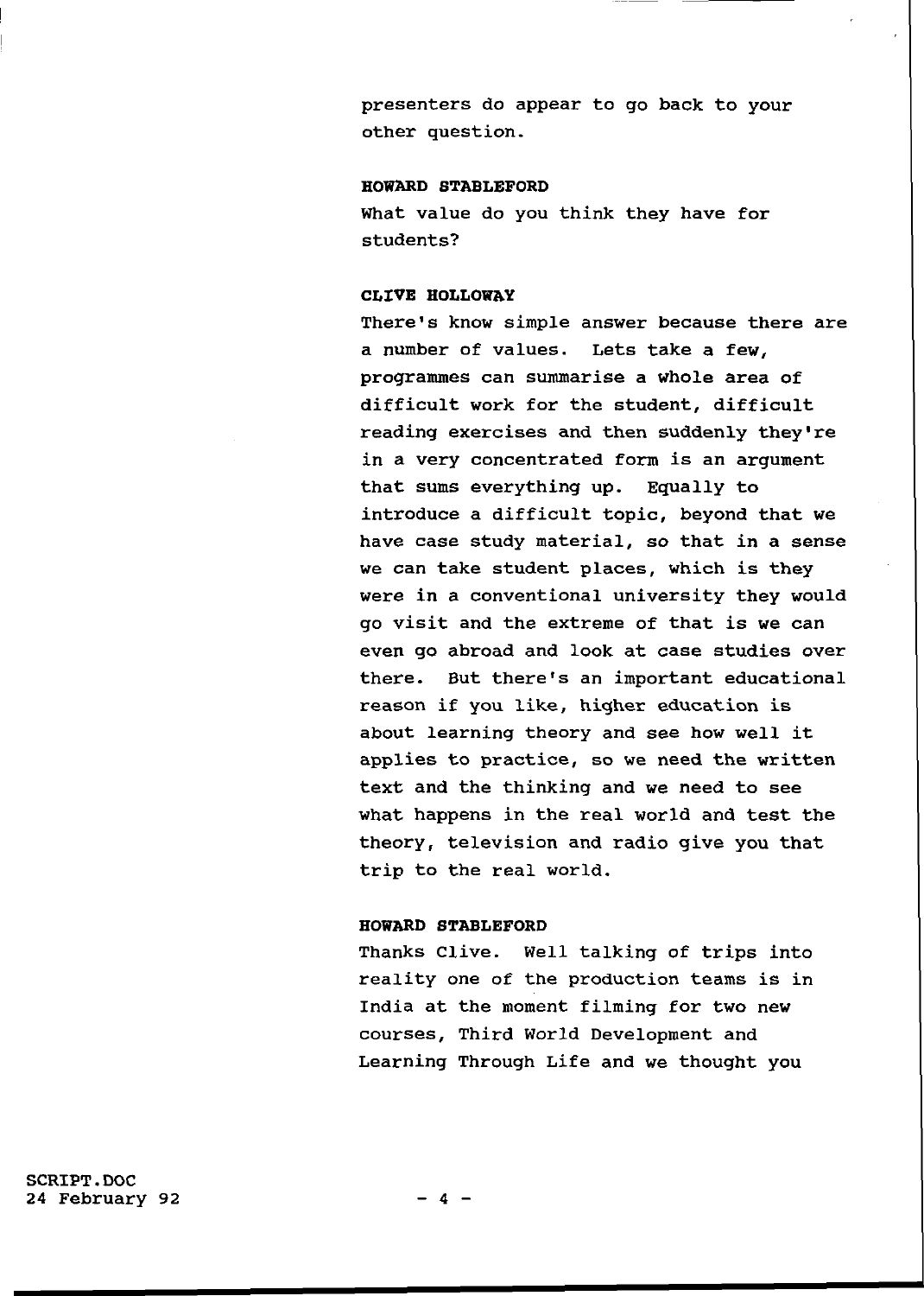presenters do appear to go back to your other question.

**HOWARD STABLEFORD**

What value do you think they have for students?

**CLIVE HOLLOWAY**

There's know simple answer because there are a number of values. Lets take a few, programmes can summarise a whole area of difficult work for the student, difficult reading exercises and then suddenly they're in a very concentrated form is an argument that sums everything up. Equally to introduce a difficult topic, beyond that we have case study material, so that in a sense we can take student places, which is they were in a conventional university they would go visit and the extreme of that is we can even go abroad and look at case studies over there. But there's an important educational reason if you like, higher education is about learning theory and see how well it applies to practice, so we need the written text and the thinking and we need to see what happens in the real world and test the theory, television and radio give you that trip to the real world.

**HOWARD STABLEFORD**

Thanks Clive. Well talking of trips into reality one of the production teams is in India at the moment filming for two new courses, Third World Development and Learning Through Life and we thought you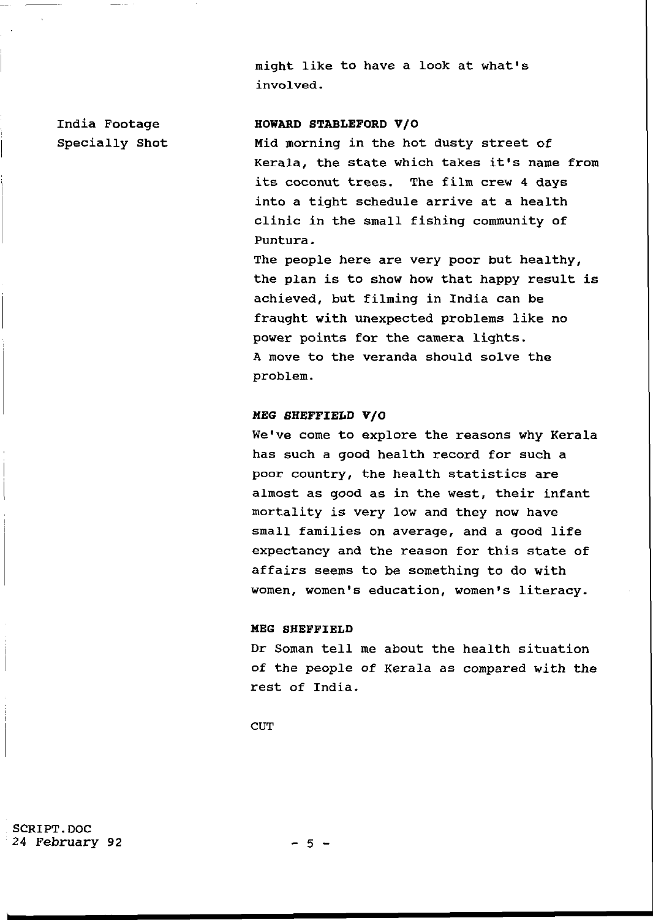might like to have a look at what's involved.

India Footage
Specially Shot

**HOWARD STABLEFORD V/O**

Mid morning in the hot dusty street of Kerala, the state which takes it's name from its coconut trees. The film crew 4 days into a tight schedule arrive at a health clinic in the small fishing community of Puntura.

The people here are very poor but healthy, the plan is to show how that happy result is achieved, but filming in India can be fraught with unexpected problems like no power points for the camera lights.

A move to the veranda should solve the problem.

***MEG SHEFFIELD V/O***

We've come to explore the reasons why Kerala has such a good health record for such a poor country, the health statistics are almost as good as in the west, their infant mortality is very low and they now have small families on average, and a good life expectancy and the reason for this state of affairs seems to be something to do with women, women's education, women's literacy.

**MEG SHEFFIELD**

Dr Soman tell me about the health situation of the people of Kerala as compared with the rest of India.

CUT

SCRIPT.DOC
24 February 92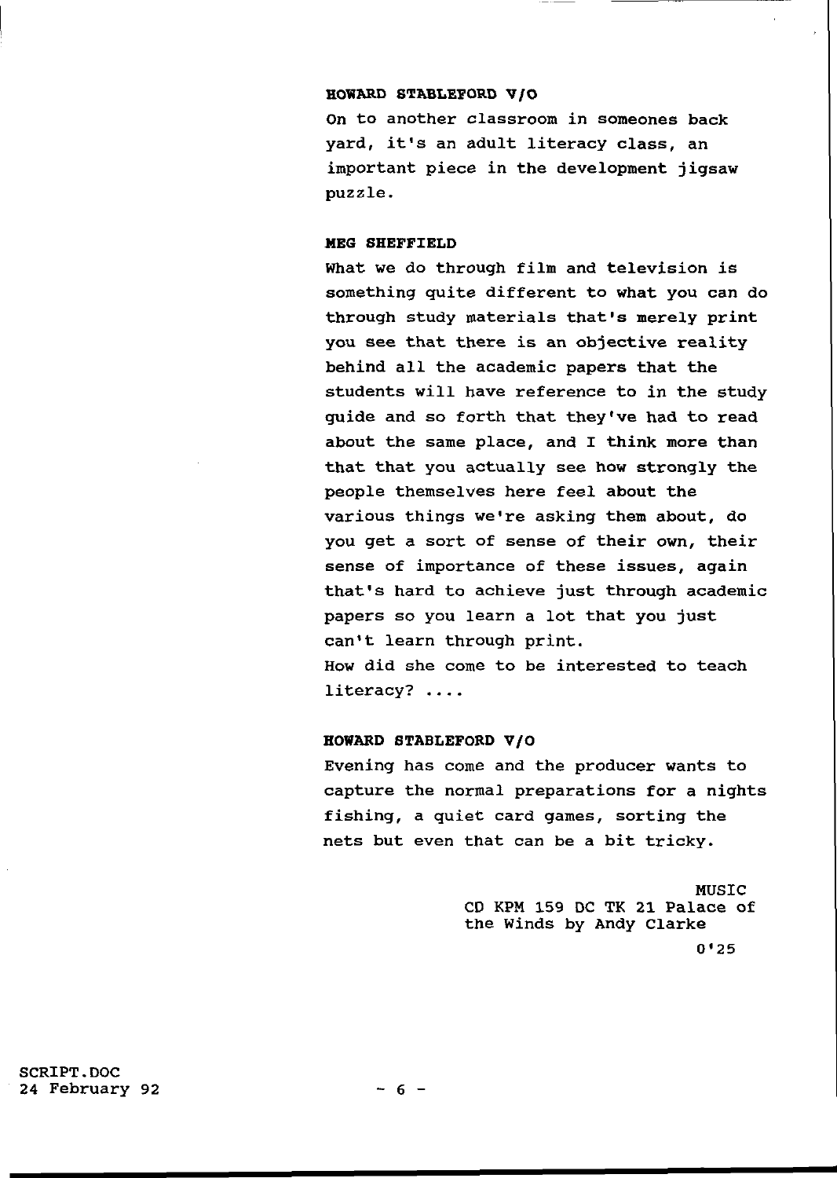**HOWARD STABLEFORD V/O**

On to another classroom in someones back yard, it's an adult literacy class, an important piece in the development jigsaw puzzle.

**MEG SHEFFIELD**

What we do through film and television is something quite different to what you can do through study materials that's merely print you see that there is an objective reality behind all the academic papers that the students will have reference to in the study guide and so forth that they've had to read about the same place, and I think more than that that you actually see how strongly the people themselves here feel about the various things we're asking them about, do you get a sort of sense of their own, their sense of importance of these issues, again that's hard to achieve just through academic papers so you learn a lot that you just can't learn through print.

How did she come to be interested to teach literacy? ....

**HOWARD STABLEFORD V/O**

Evening has come and the producer wants to capture the normal preparations for a nights fishing, a quiet card games, sorting the nets but even that can be a bit tricky.

MUSIC
CD KPM 159 DC TK 21 Palace of the Winds by Andy Clarke
0'25

SCRIPT.DOC
24 February 92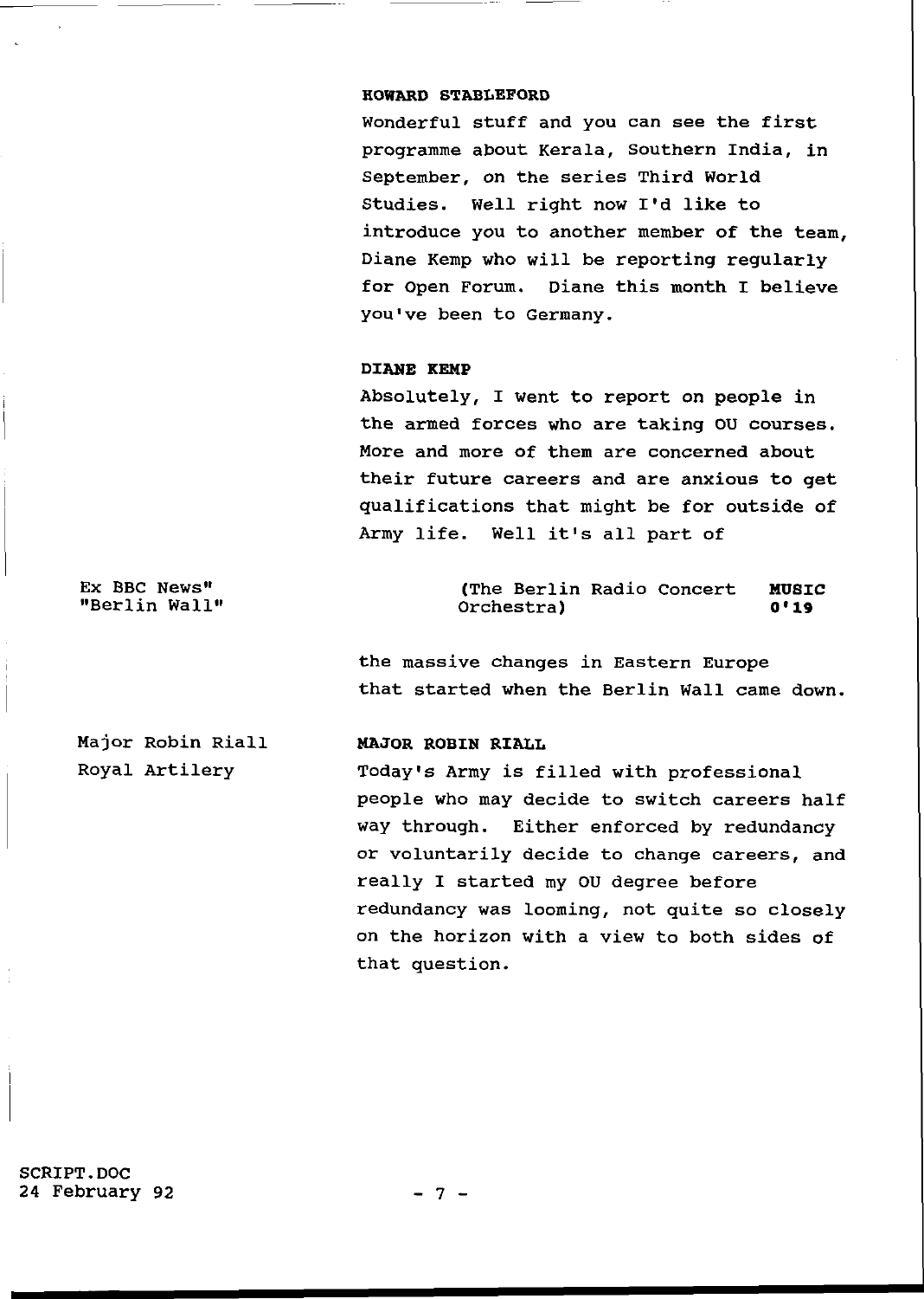**HOWARD STABLEFORD**

Wonderful stuff and you can see the first programme about Kerala, Southern India, in September, on the series Third World Studies. Well right now I'd like to introduce you to another member of the team, Diane Kemp who will be reporting regularly for Open Forum. Diane this month I believe you've been to Germany.

**DIANE KEMP**

Absolutely, I went to report on people in the armed forces who are taking OU courses. More and more of them are concerned about their future careers and are anxious to get qualifications that might be for outside of Army life. Well it's all part of

Ex BBC News"
"Berlin Wall"

(The Berlin Radio Concert Orchestra) **MUSIC 0'19**

the massive changes in Eastern Europe that started when the Berlin Wall came down.

Major Robin Riall
Royal Artilery

**MAJOR ROBIN RIALL**

Today's Army is filled with professional people who may decide to switch careers half way through. Either enforced by redundancy or voluntarily decide to change careers, and really I started my OU degree before redundancy was looming, not quite so closely on the horizon with a view to both sides of that question.

SCRIPT.DOC
24 February 92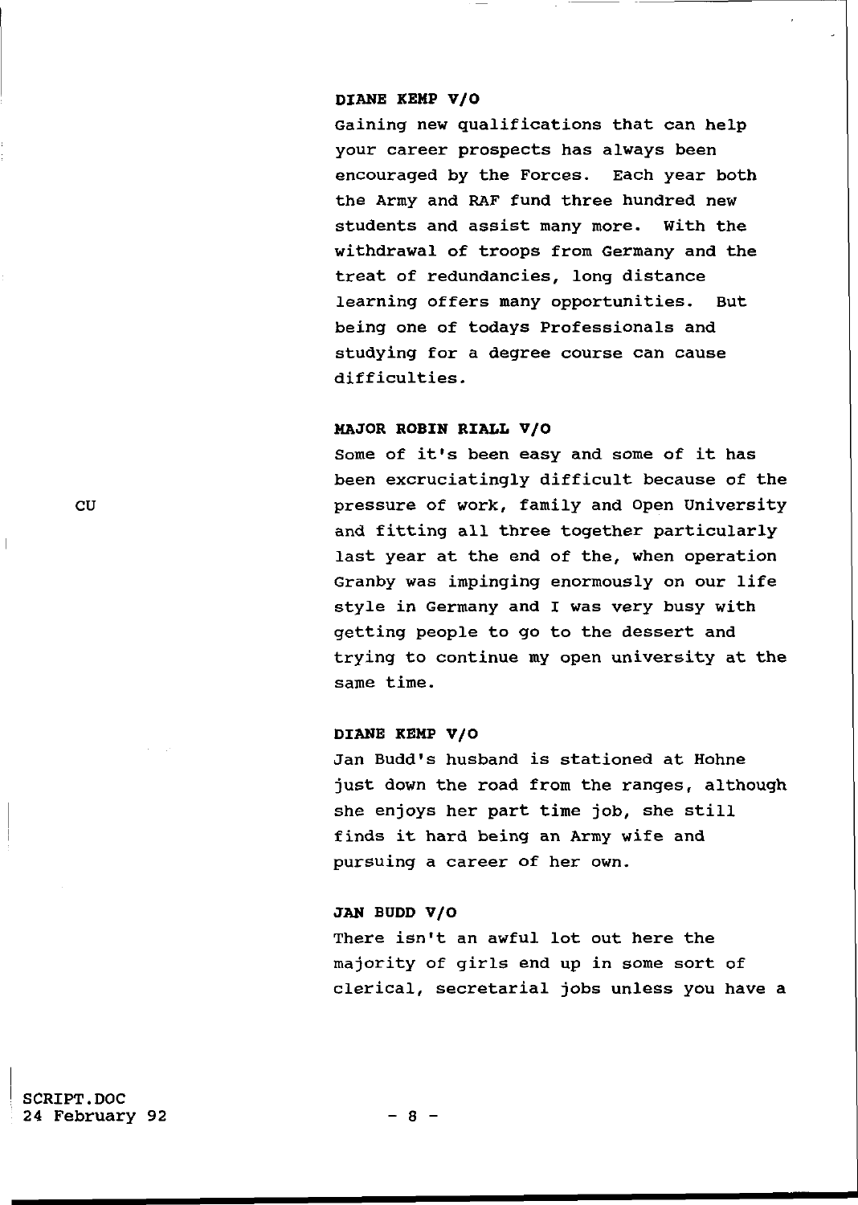**DIANE KEMP V/O**

Gaining new qualifications that can help your career prospects has always been encouraged by the Forces. Each year both the Army and RAF fund three hundred new students and assist many more. With the withdrawal of troops from Germany and the treat of redundancies, long distance learning offers many opportunities. But being one of todays Professionals and studying for a degree course can cause difficulties.

**MAJOR ROBIN RIALL V/O**

CU

Some of it's been easy and some of it has been excruciatingly difficult because of the pressure of work, family and Open University and fitting all three together particularly last year at the end of the, when operation Granby was impinging enormously on our life style in Germany and I was very busy with getting people to go to the dessert and trying to continue my open university at the same time.

**DIANE KEMP V/O**

Jan Budd's husband is stationed at Hohne just down the road from the ranges, although she enjoys her part time job, she still finds it hard being an Army wife and pursuing a career of her own.

**JAN BUDD V/O**

There isn't an awful lot out here the majority of girls end up in some sort of clerical, secretarial jobs unless you have a

SCRIPT.DOC
24 February 92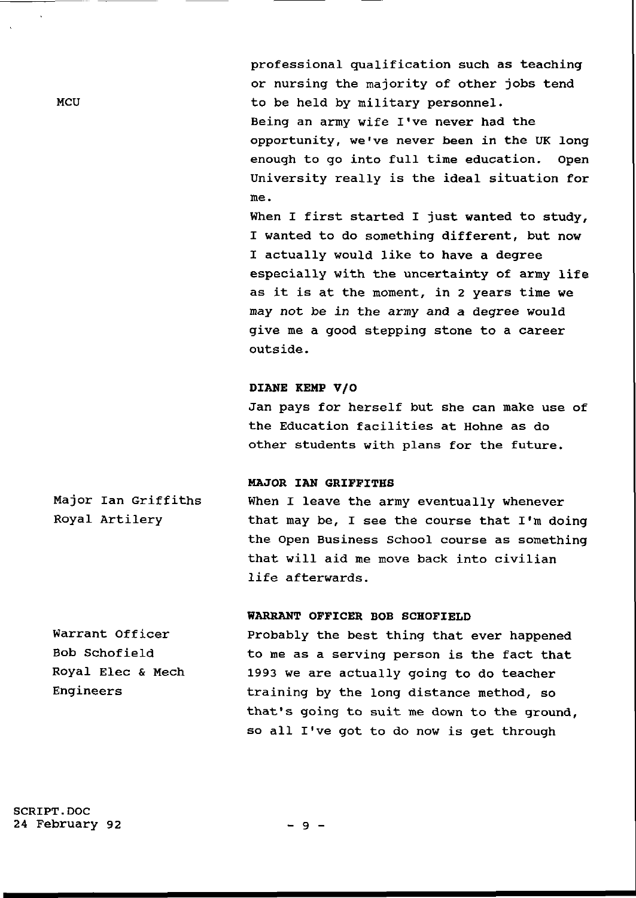| | |
|---|---|
| MCU | professional qualification such as teaching or nursing the majority of other jobs tend to be held by military personnel. Being an army wife I've never had the opportunity, we've never been in the UK long enough to go into full time education. Open University really is the ideal situation for me. When I first started I just wanted to study, I wanted to do something different, but now I actually would like to have a degree especially with the uncertainty of army life as it is at the moment, in 2 years time we may not be in the army and a degree would give me a good stepping stone to a career outside. |
| | **DIANE KEMP V/O** |
| | Jan pays for herself but she can make use of the Education facilities at Hohne as do other students with plans for the future. |
| | **MAJOR IAN GRIFFITHS** |
| Major Ian Griffiths Royal Artilery | When I leave the army eventually whenever that may be, I see the course that I'm doing the Open Business School course as something that will aid me move back into civilian life afterwards. |
| | **WARRANT OFFICER BOB SCHOFIELD** |
| Warrant Officer Bob Schofield Royal Elec & Mech Engineers | Probably the best thing that ever happened to me as a serving person is the fact that 1993 we are actually going to do teacher training by the long distance method, so that's going to suit me down to the ground, so all I've got to do now is get through |

SCRIPT.DOC
24 February 92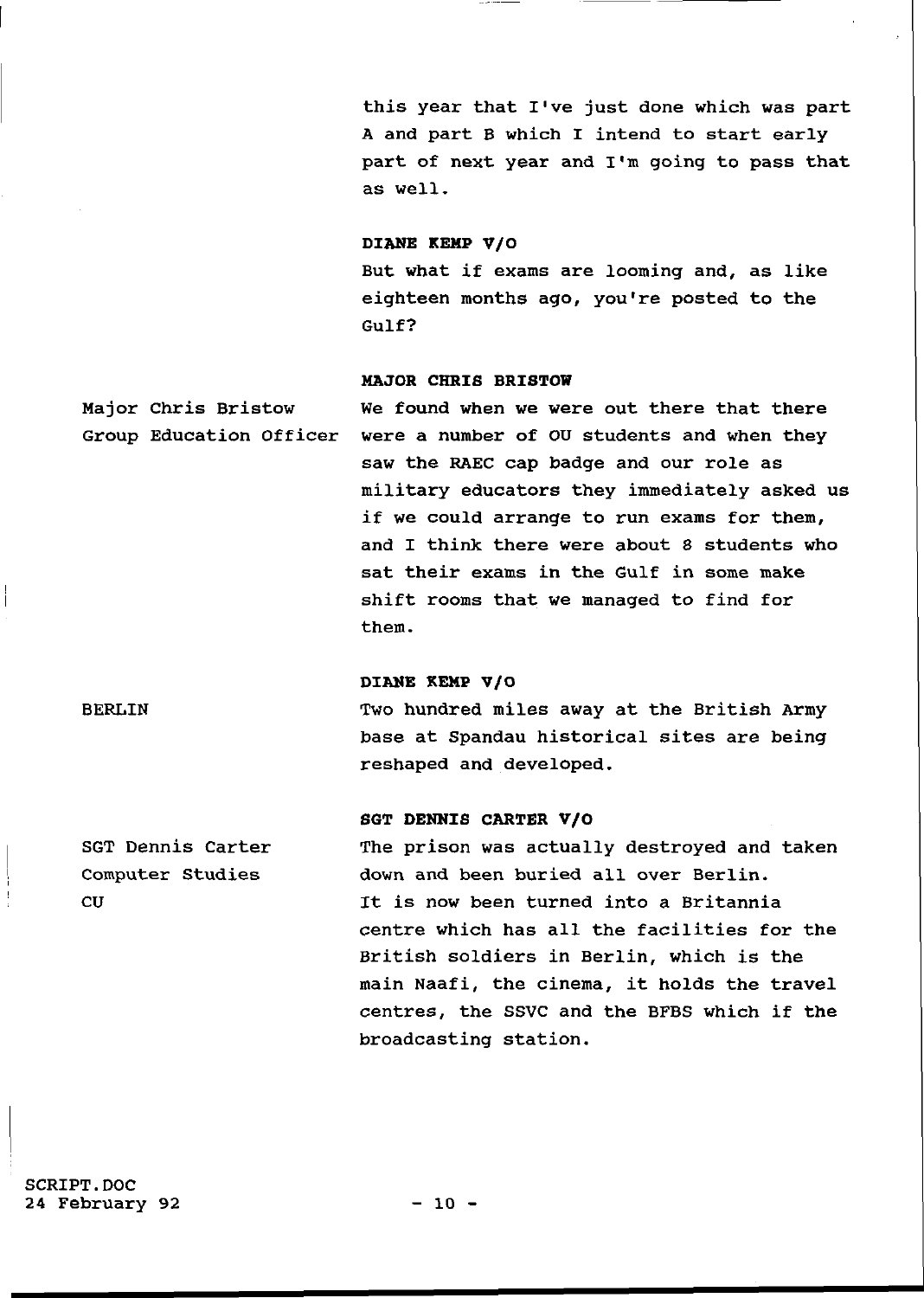this year that I've just done which was part A and part B which I intend to start early part of next year and I'm going to pass that as well.

**DIANE KEMP V/O**

But what if exams are looming and, as like eighteen months ago, you're posted to the Gulf?

**MAJOR CHRIS BRISTOW**

Major Chris Bristow
Group Education Officer

We found when we were out there that there were a number of OU students and when they saw the RAEC cap badge and our role as military educators they immediately asked us if we could arrange to run exams for them, and I think there were about 8 students who sat their exams in the Gulf in some make shift rooms that we managed to find for them.

**DIANE KEMP V/O**

BERLIN

Two hundred miles away at the British Army base at Spandau historical sites are being reshaped and developed.

**SGT DENNIS CARTER V/O**

SGT Dennis Carter
Computer Studies
CU

The prison was actually destroyed and taken down and been buried all over Berlin.
It is now been turned into a Britannia centre which has all the facilities for the British soldiers in Berlin, which is the main Naafi, the cinema, it holds the travel centres, the SSVC and the BFBS which if the broadcasting station.

SCRIPT.DOC
24 February 92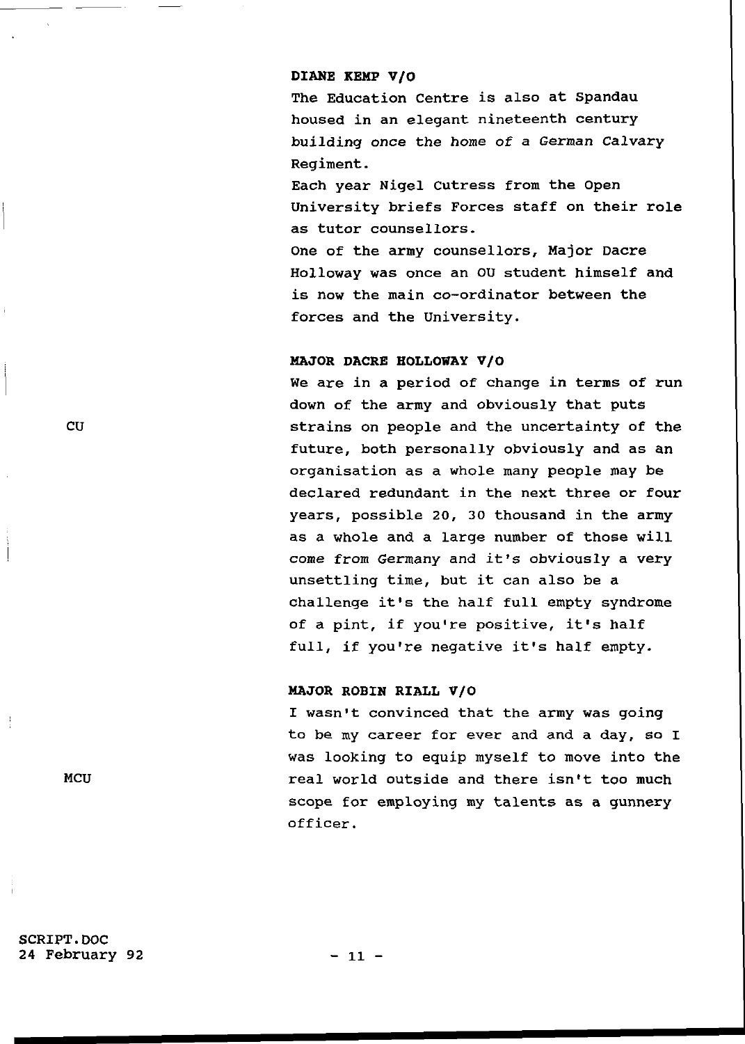**DIANE KEMP V/O**

The Education Centre is also at Spandau housed in an elegant nineteenth century building once the home of a German Calvary Regiment.

Each year Nigel Cutress from the Open University briefs Forces staff on their role as tutor counsellors.

One of the army counsellors, Major Dacre Holloway was once an OU student himself and is now the main co-ordinator between the forces and the University.

**MAJOR DACRE HOLLOWAY V/O**

CU

We are in a period of change in terms of run down of the army and obviously that puts strains on people and the uncertainty of the future, both personally obviously and as an organisation as a whole many people may be declared redundant in the next three or four years, possible 20, 30 thousand in the army as a whole and a large number of those will come from Germany and it's obviously a very unsettling time, but it can also be a challenge it's the half full empty syndrome of a pint, if you're positive, it's half full, if you're negative it's half empty.

**MAJOR ROBIN RIALL V/O**

MCU

I wasn't convinced that the army was going to be my career for ever and and a day, so I was looking to equip myself to move into the real world outside and there isn't too much scope for employing my talents as a gunnery officer.

SCRIPT.DOC
24 February 92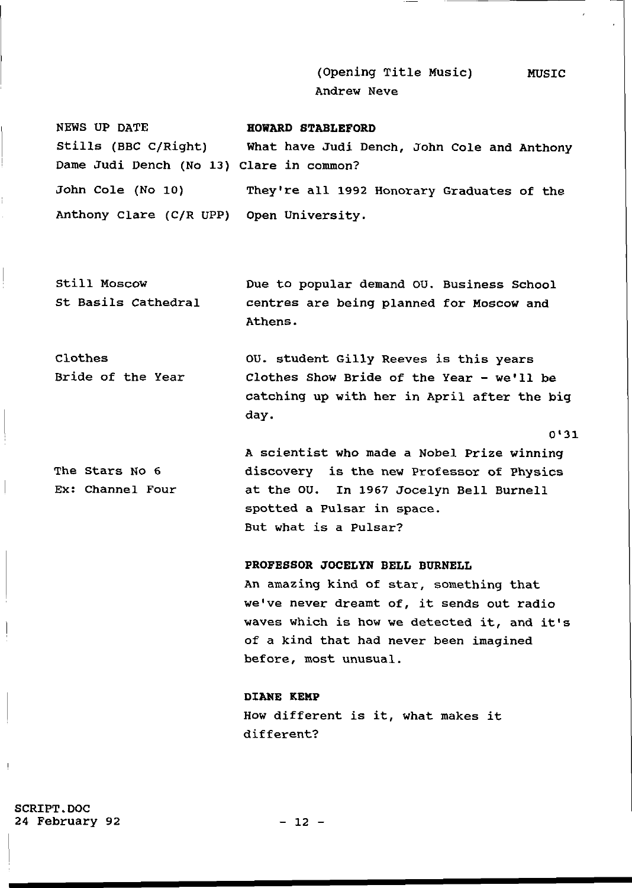| | |
|---|---|
| | (Opening Title Music) MUSIC<br>Andrew Neve |
| NEWS UP DATE | **HOWARD STABLEFORD** |
| Stills (BBC C/Right)<br>Dame Judi Dench (No 13) | What have Judi Dench, John Cole and Anthony Clare in common? |
| John Cole (No 10)<br>Anthony Clare (C/R UPP) | They're all 1992 Honorary Graduates of the Open University. |
| Still Moscow<br>St Basils Cathedral | Due to popular demand OU. Business School centres are being planned for Moscow and Athens. |
| Clothes<br>Bride of the Year | OU. student Gilly Reeves is this years Clothes Show Bride of the Year - we'll be catching up with her in April after the big day. |
| | 0'31 |
| The Stars No 6<br>Ex: Channel Four | A scientist who made a Nobel Prize winning discovery is the new Professor of Physics at the OU. In 1967 Jocelyn Bell Burnell spotted a Pulsar in space.<br>But what is a Pulsar? |
| | **PROFESSOR JOCELYN BELL BURNELL**<br>An amazing kind of star, something that we've never dreamt of, it sends out radio waves which is how we detected it, and it's of a kind that had never been imagined before, most unusual. |
| | **DIANE KEMP**<br>How different is it, what makes it different? |

SCRIPT.DOC
24 February 92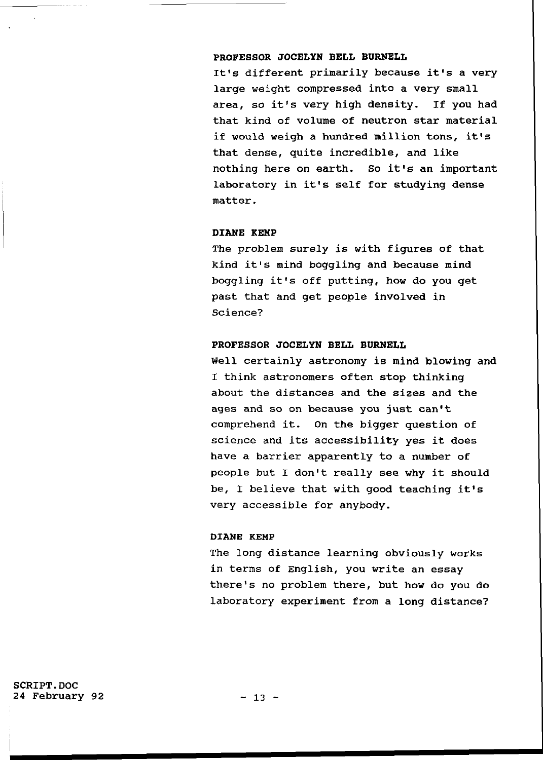**PROFESSOR JOCELYN BELL BURNELL**

It's different primarily because it's a very large weight compressed into a very small area, so it's very high density. If you had that kind of volume of neutron star material if would weigh a hundred million tons, it's that dense, quite incredible, and like nothing here on earth. So it's an important laboratory in it's self for studying dense matter.

**DIANE KEMP**

The problem surely is with figures of that kind it's mind boggling and because mind boggling it's off putting, how do you get past that and get people involved in Science?

**PROFESSOR JOCELYN BELL BURNELL**

Well certainly astronomy is mind blowing and I think astronomers often stop thinking about the distances and the sizes and the ages and so on because you just can't comprehend it. On the bigger question of science and its accessibility yes it does have a barrier apparently to a number of people but I don't really see why it should be, I believe that with good teaching it's very accessible for anybody.

**DIANE KEMP**

The long distance learning obviously works in terms of English, you write an essay there's no problem there, but how do you do laboratory experiment from a long distance?

SCRIPT.DOC
24 February 92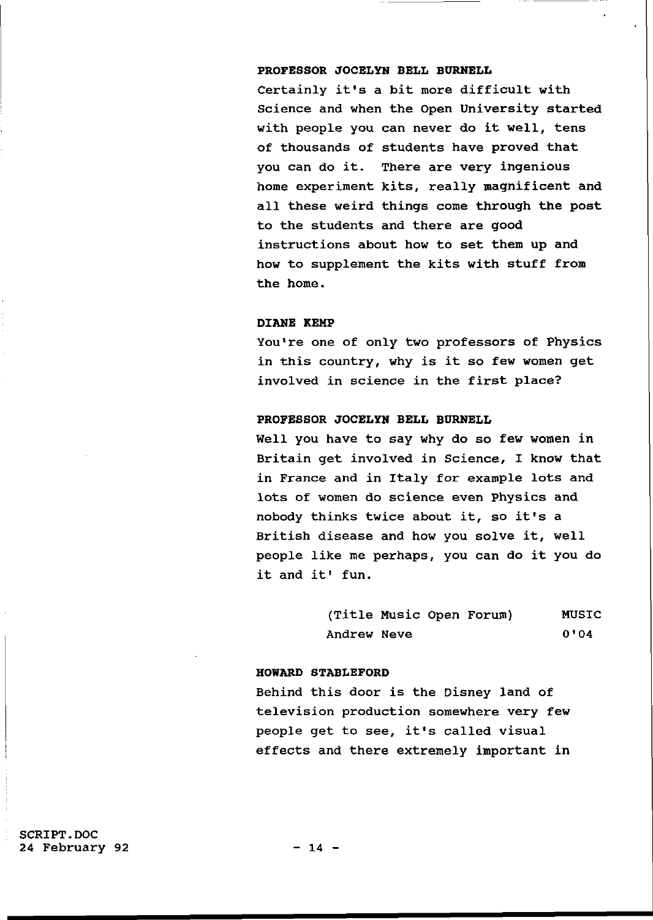**PROFESSOR JOCELYN BELL BURNELL**

Certainly it's a bit more difficult with Science and when the Open University started with people you can never do it well, tens of thousands of students have proved that you can do it. There are very ingenious home experiment kits, really magnificent and all these weird things come through the post to the students and there are good instructions about how to set them up and how to supplement the kits with stuff from the home.

**DIANE KEMP**

You're one of only two professors of Physics in this country, why is it so few women get involved in science in the first place?

**PROFESSOR JOCELYN BELL BURNELL**

Well you have to say why do so few women in Britain get involved in Science, I know that in France and in Italy for example lots and lots of women do science even Physics and nobody thinks twice about it, so it's a British disease and how you solve it, well people like me perhaps, you can do it you do it and it' fun.

| (Title Music Open Forum) | MUSIC |
|---|---|
| Andrew Neve | 0'04 |

**HOWARD STABLEFORD**

Behind this door is the Disney land of television production somewhere very few people get to see, it's called visual effects and there extremely important in

SCRIPT.DOC
24 February 92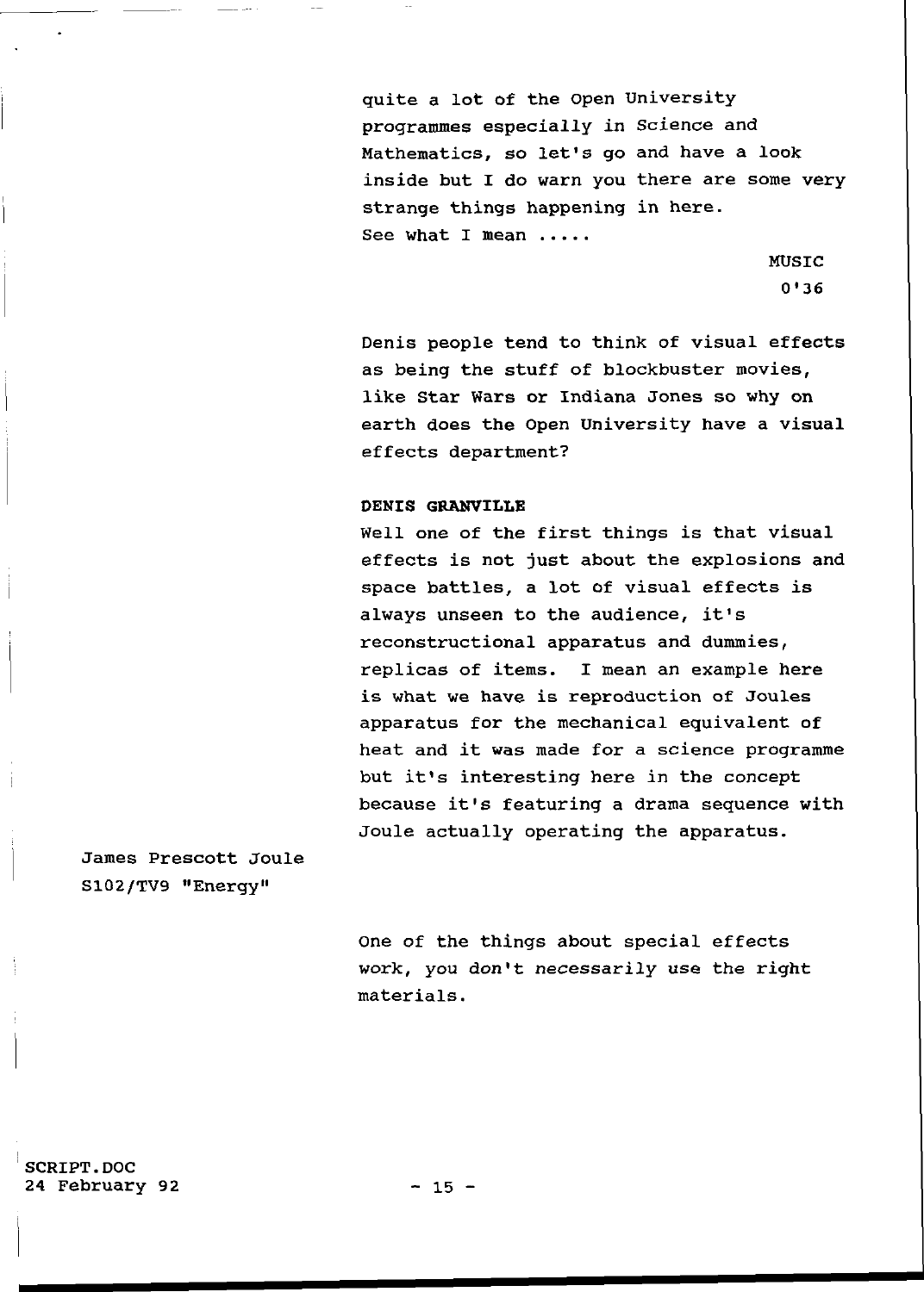quite a lot of the Open University programmes especially in Science and Mathematics, so let's go and have a look inside but I do warn you there are some very strange things happening in here.
See what I mean .....

MUSIC
0'36

Denis people tend to think of visual effects as being the stuff of blockbuster movies, like Star Wars or Indiana Jones so why on earth does the Open University have a visual effects department?

**DENIS GRANVILLE**
Well one of the first things is that visual effects is not just about the explosions and space battles, a lot of visual effects is always unseen to the audience, it's reconstructional apparatus and dummies, replicas of items. I mean an example here is what we have is reproduction of Joules apparatus for the mechanical equivalent of heat and it was made for a science programme but it's interesting here in the concept because it's featuring a drama sequence with Joule actually operating the apparatus.

James Prescott Joule
S102/TV9 "Energy"

One of the things about special effects work, you don't necessarily use the right materials.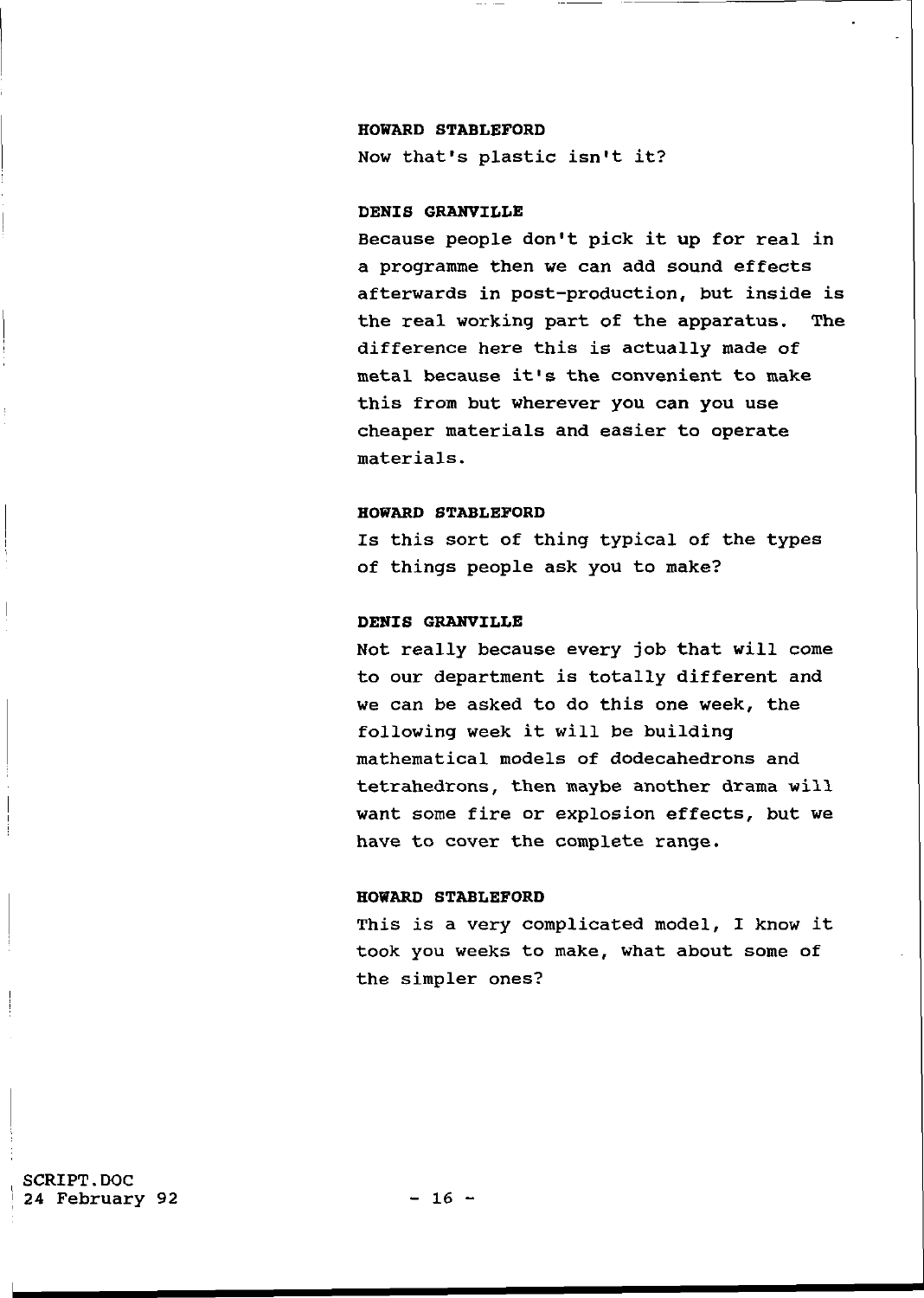**HOWARD STABLEFORD**
Now that's plastic isn't it?

**DENIS GRANVILLE**
Because people don't pick it up for real in a programme then we can add sound effects afterwards in post-production, but inside is the real working part of the apparatus. The difference here this is actually made of metal because it's the convenient to make this from but wherever you can you use cheaper materials and easier to operate materials.

**HOWARD STABLEFORD**
Is this sort of thing typical of the types of things people ask you to make?

**DENIS GRANVILLE**
Not really because every job that will come to our department is totally different and we can be asked to do this one week, the following week it will be building mathematical models of dodecahedrons and tetrahedrons, then maybe another drama will want some fire or explosion effects, but we have to cover the complete range.

**HOWARD STABLEFORD**
This is a very complicated model, I know it took you weeks to make, what about some of the simpler ones?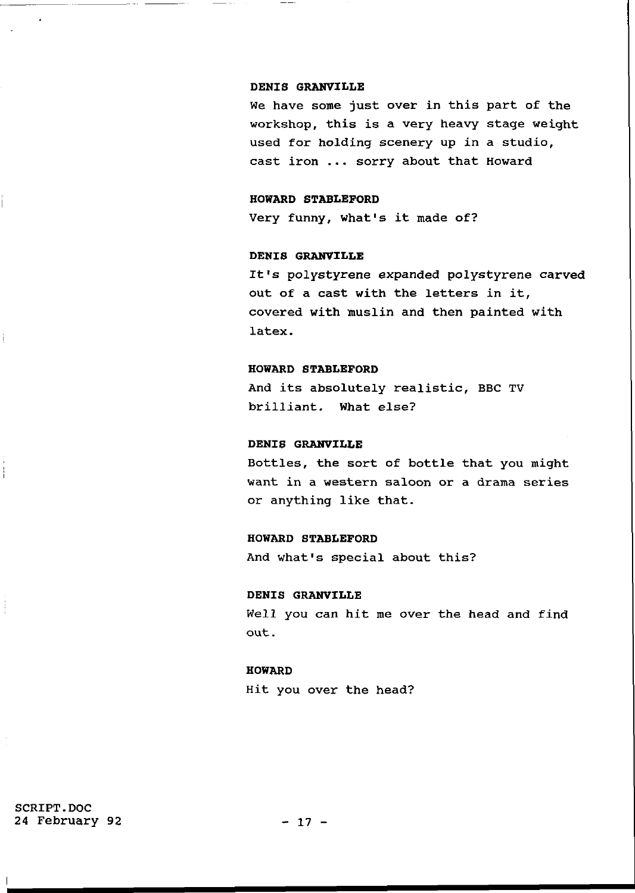**DENIS GRANVILLE**

We have some just over in this part of the workshop, this is a very heavy stage weight used for holding scenery up in a studio, cast iron ... sorry about that Howard

**HOWARD STABLEFORD**

Very funny, what's it made of?

**DENIS GRANVILLE**

It's polystyrene expanded polystyrene carved out of a cast with the letters in it, covered with muslin and then painted with latex.

**HOWARD STABLEFORD**

And its absolutely realistic, BBC TV brilliant. What else?

**DENIS GRANVILLE**

Bottles, the sort of bottle that you might want in a western saloon or a drama series or anything like that.

**HOWARD STABLEFORD**

And what's special about this?

**DENIS GRANVILLE**

Well you can hit me over the head and find out.

**HOWARD**

Hit you over the head?

SCRIPT.DOC
24 February 92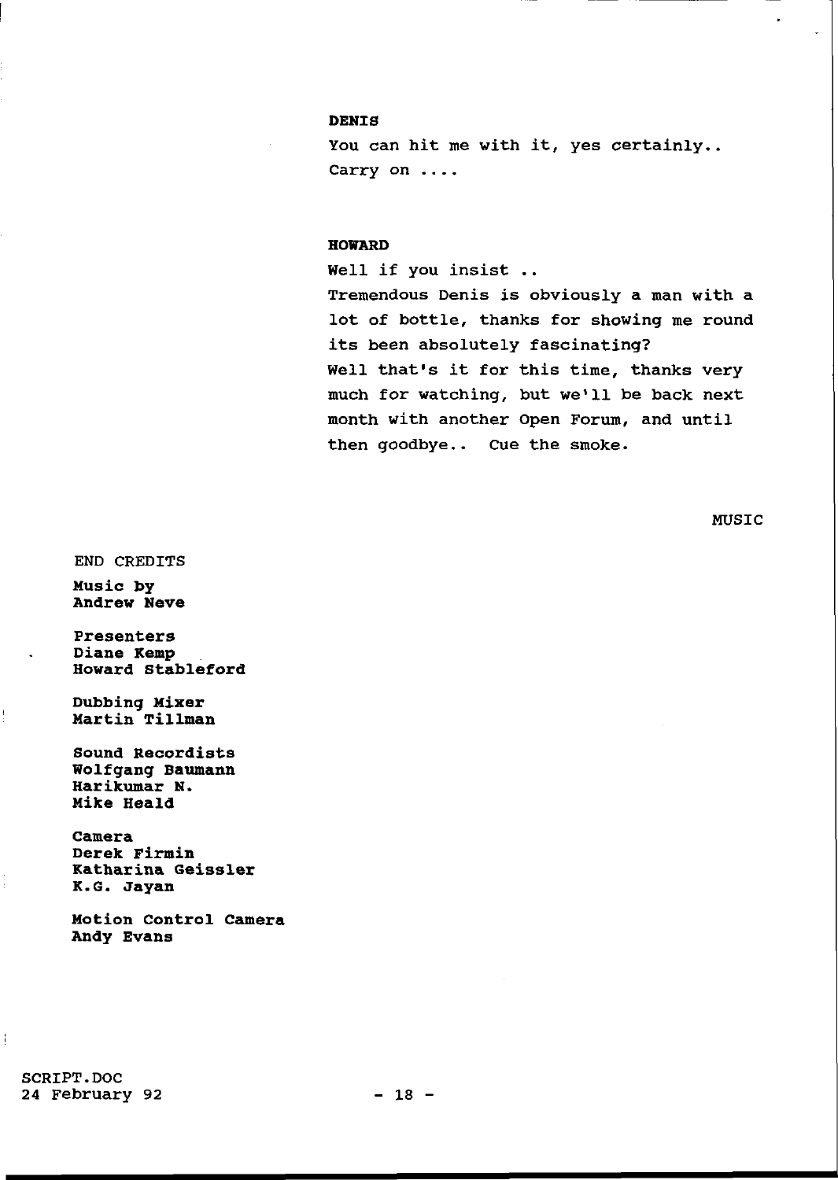**DENIS**

You can hit me with it, yes certainly..
Carry on ....

**HOWARD**

Well if you insist ..
Tremendous Denis is obviously a man with a lot of bottle, thanks for showing me round its been absolutely fascinating?
Well that's it for this time, thanks very much for watching, but we'll be back next month with another Open Forum, and until then goodbye.. Cue the smoke.

MUSIC

END CREDITS

**Music by**
**Andrew Neve**

**Presenters**
**Diane Kemp**
**Howard Stableford**

**Dubbing Mixer**
**Martin Tillman**

**Sound Recordists**
**Wolfgang Baumann**
**Harikumar N.**
**Mike Heald**

**Camera**
**Derek Firmin**
**Katharina Geissler**
**K.G. Jayan**

**Motion Control Camera**
**Andy Evans**

SCRIPT.DOC
24 February 92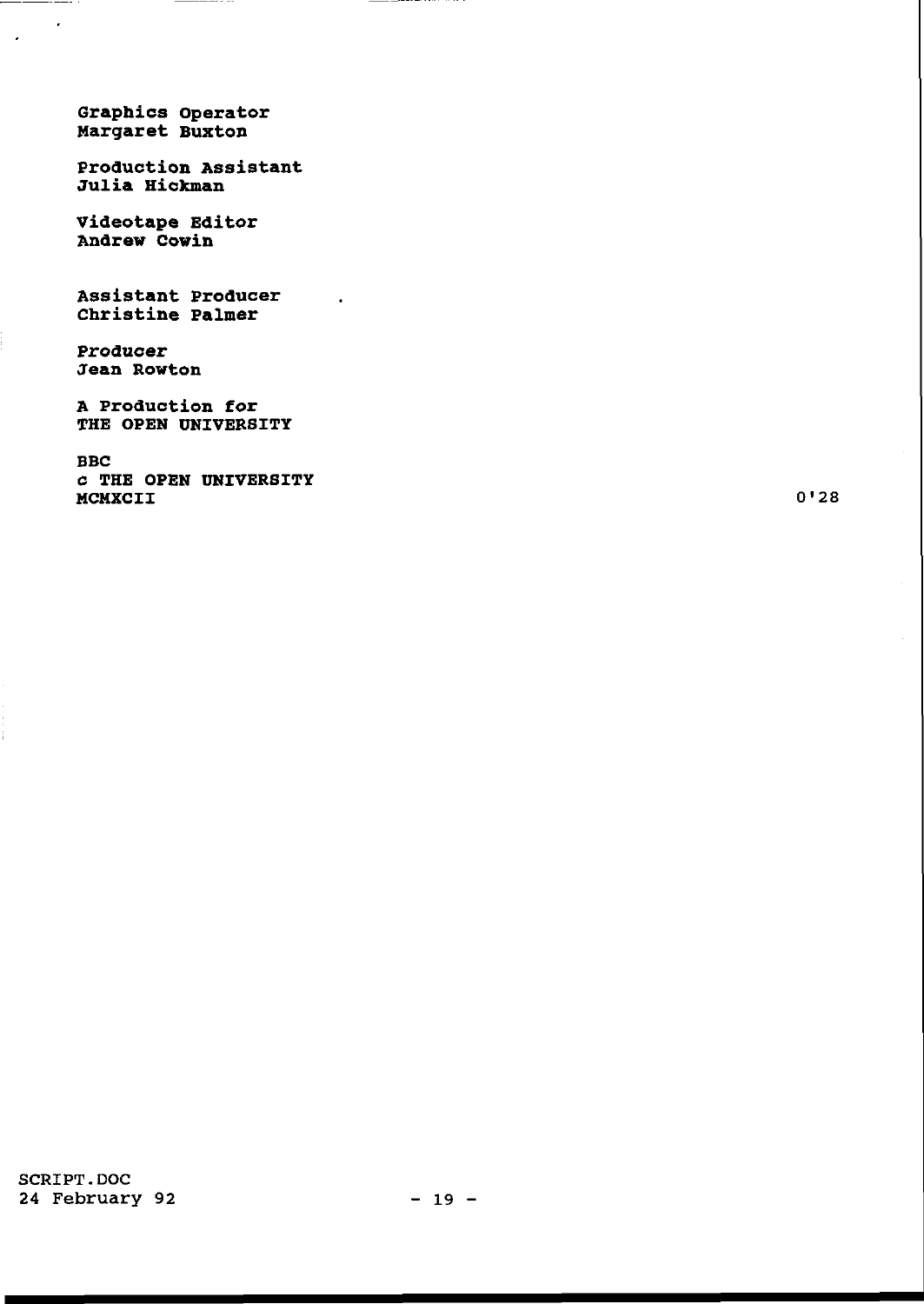**Graphics Operator**
**Margaret Buxton**

**Production Assistant**
**Julia Hickman**

**Videotape Editor**
**Andrew Cowin**

**Assistant Producer**
**Christine Palmer**

**Producer**
**Jean Rowton**

**A Production for**
**THE OPEN UNIVERSITY**

**BBC**
**c THE OPEN UNIVERSITY**
**MCMXCII**

0'28

SCRIPT.DOC
24 February 92